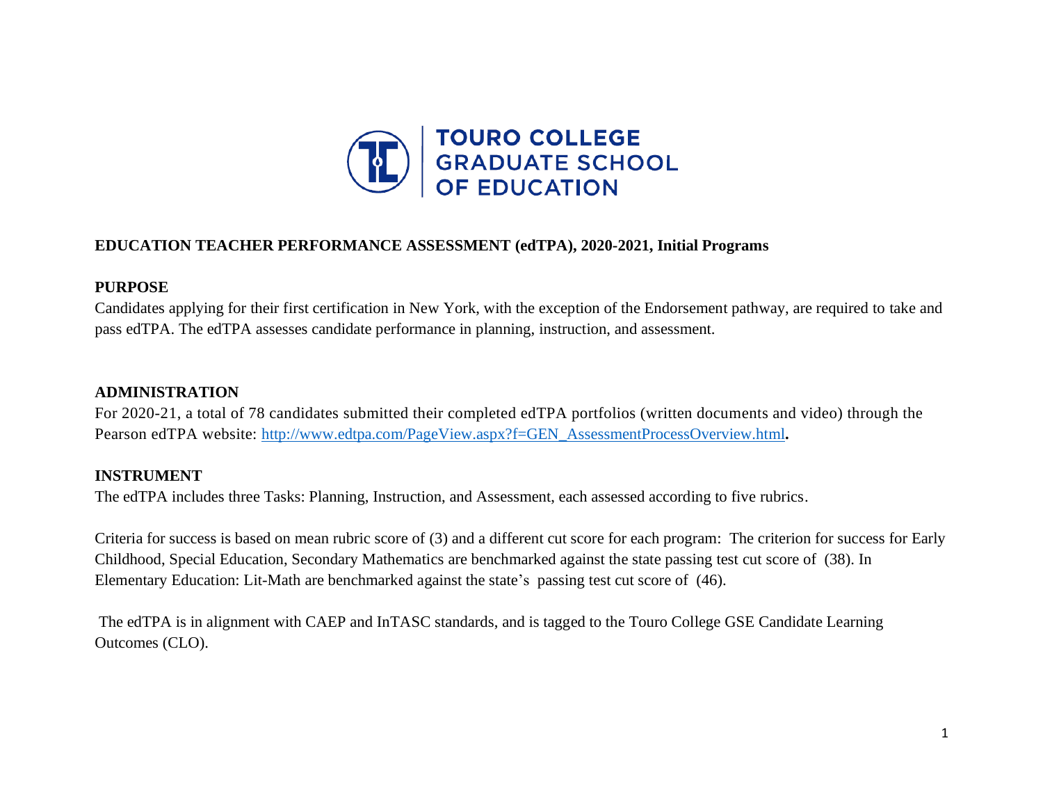TOURO COLLEGE GRADUATE SCHOOL OF EDUCATION

**EDUCATION TEACHER PERFORMANCE ASSESSMENT (edTPA), 2020-2021, Initial Programs**

**PURPOSE**

Candidates applying for their first certification in New York, with the exception of the Endorsement pathway, are required to take and pass edTPA. The edTPA assesses candidate performance in planning, instruction, and assessment.

**ADMINISTRATION**

For 2020-21, a total of 78 candidates submitted their completed edTPA portfolios (written documents and video) through the Pearson edTPA website: [http://www.edtpa.com/PageView.aspx?f=GEN_AssessmentProcessOverview.html](http://www.edtpa.com/PageView.aspx?f=GEN_AssessmentProcessOverview.html).

**INSTRUMENT**

The edTPA includes three Tasks: Planning, Instruction, and Assessment, each assessed according to five rubrics.

Criteria for success is based on mean rubric score of (3) and a different cut score for each program: The criterion for success for Early Childhood, Special Education, Secondary Mathematics are benchmarked against the state passing test cut score of (38). In Elementary Education: Lit-Math are benchmarked against the state's passing test cut score of (46).

The edTPA is in alignment with CAEP and InTASC standards, and is tagged to the Touro College GSE Candidate Learning Outcomes (CLO).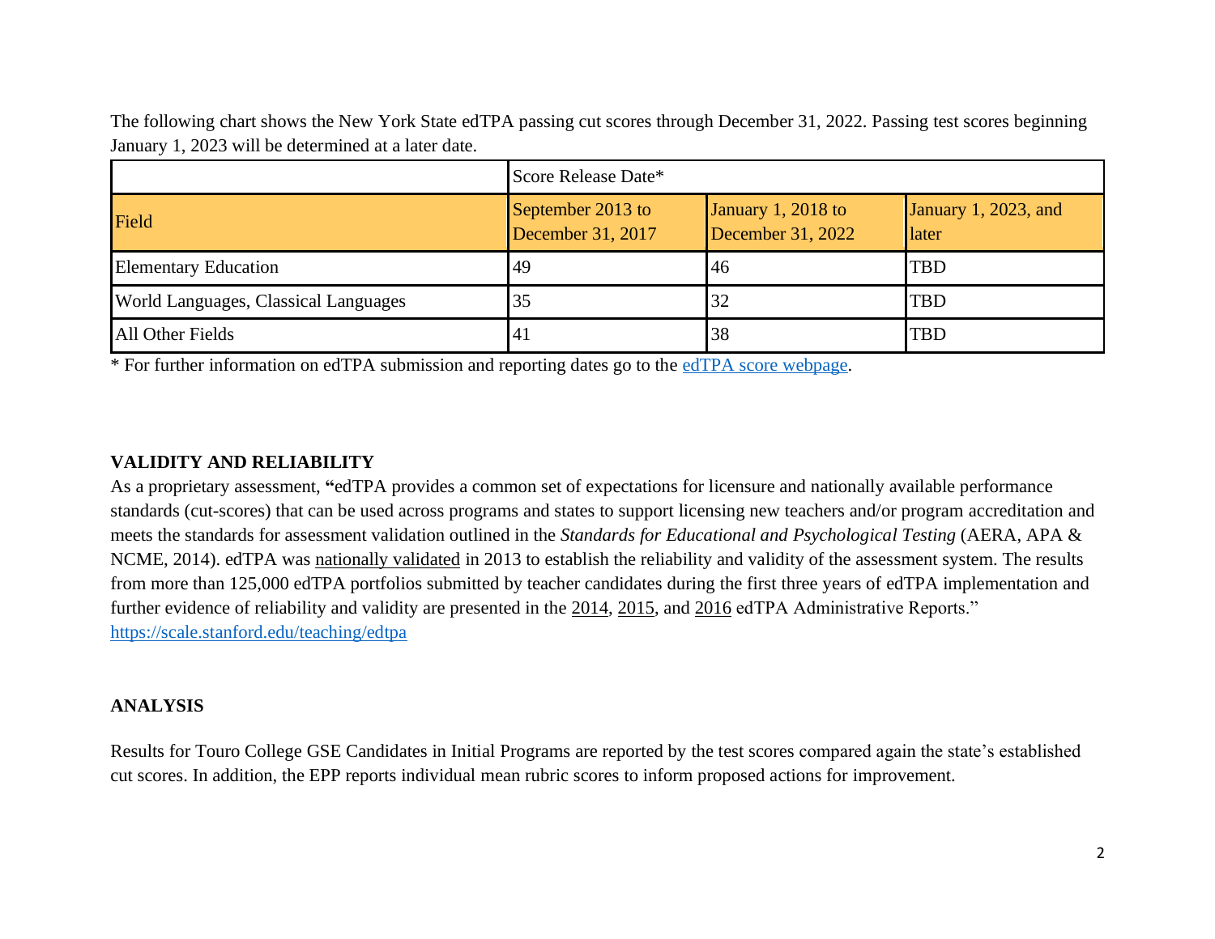The following chart shows the New York State edTPA passing cut scores through December 31, 2022. Passing test scores beginning January 1, 2023 will be determined at a later date.

| | Score Release Date* | | |
|---|---|---|---|
| Field | September 2013 to December 31, 2017 | January 1, 2018 to December 31, 2022 | January 1, 2023, and later |
| Elementary Education | 49 | 46 | TBD |
| World Languages, Classical Languages | 35 | 32 | TBD |
| All Other Fields | 41 | 38 | TBD |

* For further information on edTPA submission and reporting dates go to the edTPA score webpage.

## VALIDITY AND RELIABILITY

As a proprietary assessment, **"**edTPA provides a common set of expectations for licensure and nationally available performance standards (cut-scores) that can be used across programs and states to support licensing new teachers and/or program accreditation and meets the standards for assessment validation outlined in the *Standards for Educational and Psychological Testing* (AERA, APA & NCME, 2014). edTPA was nationally validated in 2013 to establish the reliability and validity of the assessment system. The results from more than 125,000 edTPA portfolios submitted by teacher candidates during the first three years of edTPA implementation and further evidence of reliability and validity are presented in the 2014, 2015, and 2016 edTPA Administrative Reports." https://scale.stanford.edu/teaching/edtpa

## ANALYSIS

Results for Touro College GSE Candidates in Initial Programs are reported by the test scores compared again the state's established cut scores. In addition, the EPP reports individual mean rubric scores to inform proposed actions for improvement.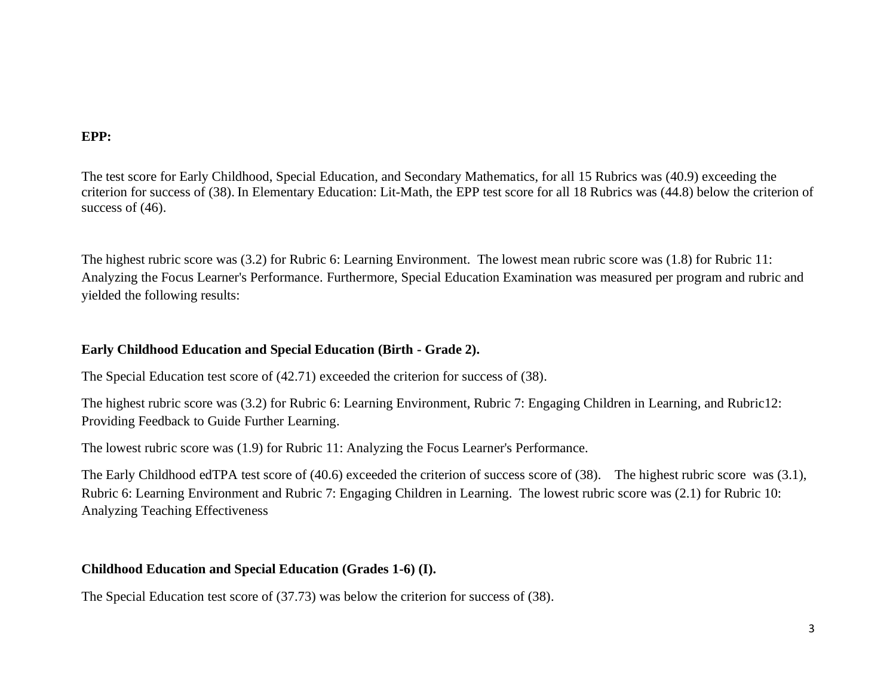**EPP:**

The test score for Early Childhood, Special Education, and Secondary Mathematics, for all 15 Rubrics was (40.9) exceeding the criterion for success of (38). In Elementary Education: Lit-Math, the EPP test score for all 18 Rubrics was (44.8) below the criterion of success of (46).

The highest rubric score was (3.2) for Rubric 6: Learning Environment. The lowest mean rubric score was (1.8) for Rubric 11: Analyzing the Focus Learner's Performance. Furthermore, Special Education Examination was measured per program and rubric and yielded the following results:

**Early Childhood Education and Special Education (Birth - Grade 2).**

The Special Education test score of (42.71) exceeded the criterion for success of (38).

The highest rubric score was (3.2) for Rubric 6: Learning Environment, Rubric 7: Engaging Children in Learning, and Rubric12: Providing Feedback to Guide Further Learning.

The lowest rubric score was (1.9) for Rubric 11: Analyzing the Focus Learner's Performance.

The Early Childhood edTPA test score of (40.6) exceeded the criterion of success score of (38). The highest rubric score was (3.1), Rubric 6: Learning Environment and Rubric 7: Engaging Children in Learning. The lowest rubric score was (2.1) for Rubric 10: Analyzing Teaching Effectiveness

**Childhood Education and Special Education (Grades 1-6) (I).**

The Special Education test score of (37.73) was below the criterion for success of (38).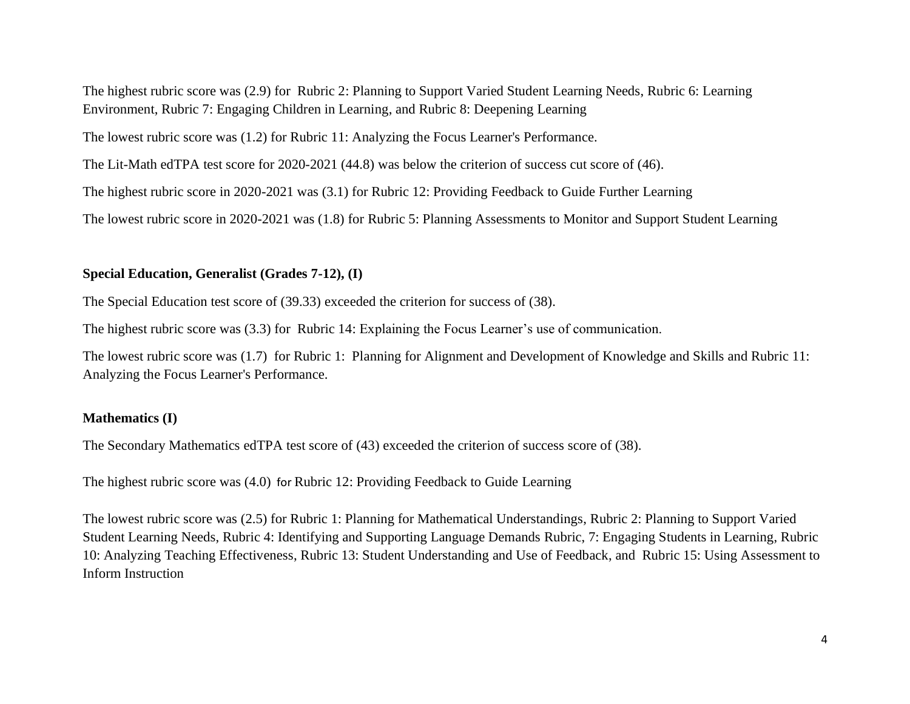The highest rubric score was (2.9) for Rubric 2: Planning to Support Varied Student Learning Needs, Rubric 6: Learning Environment, Rubric 7: Engaging Children in Learning, and Rubric 8: Deepening Learning

The lowest rubric score was (1.2) for Rubric 11: Analyzing the Focus Learner's Performance.

The Lit-Math edTPA test score for 2020-2021 (44.8) was below the criterion of success cut score of (46).

The highest rubric score in 2020-2021 was (3.1) for Rubric 12: Providing Feedback to Guide Further Learning

The lowest rubric score in 2020-2021 was (1.8) for Rubric 5: Planning Assessments to Monitor and Support Student Learning

**Special Education, Generalist (Grades 7-12), (I)**

The Special Education test score of (39.33) exceeded the criterion for success of (38).

The highest rubric score was (3.3) for Rubric 14: Explaining the Focus Learner's use of communication.

The lowest rubric score was (1.7) for Rubric 1: Planning for Alignment and Development of Knowledge and Skills and Rubric 11: Analyzing the Focus Learner's Performance.

**Mathematics (I)**

The Secondary Mathematics edTPA test score of (43) exceeded the criterion of success score of (38).

The highest rubric score was (4.0) for Rubric 12: Providing Feedback to Guide Learning

The lowest rubric score was (2.5) for Rubric 1: Planning for Mathematical Understandings, Rubric 2: Planning to Support Varied Student Learning Needs, Rubric 4: Identifying and Supporting Language Demands Rubric, 7: Engaging Students in Learning, Rubric 10: Analyzing Teaching Effectiveness, Rubric 13: Student Understanding and Use of Feedback, and Rubric 15: Using Assessment to Inform Instruction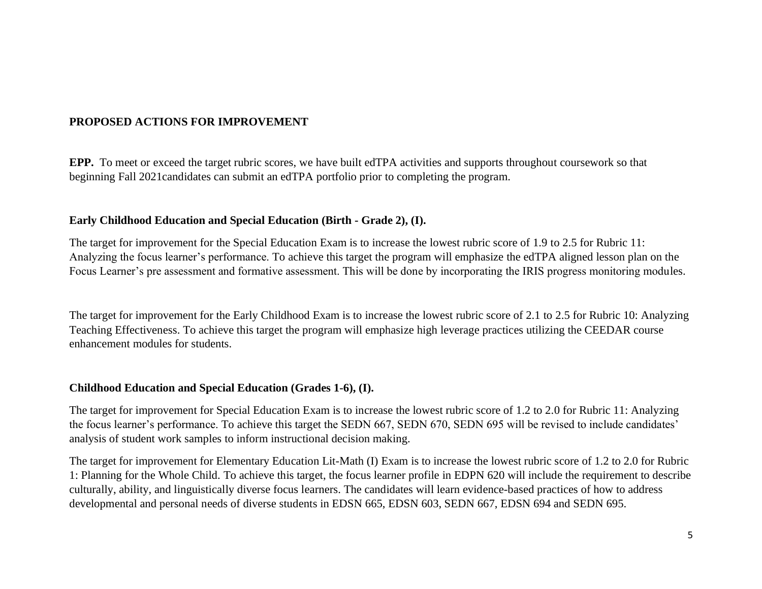**PROPOSED ACTIONS FOR IMPROVEMENT**

**EPP.** To meet or exceed the target rubric scores, we have built edTPA activities and supports throughout coursework so that beginning Fall 2021candidates can submit an edTPA portfolio prior to completing the program.

**Early Childhood Education and Special Education (Birth - Grade 2), (I).**

The target for improvement for the Special Education Exam is to increase the lowest rubric score of 1.9 to 2.5 for Rubric 11: Analyzing the focus learner's performance. To achieve this target the program will emphasize the edTPA aligned lesson plan on the Focus Learner's pre assessment and formative assessment. This will be done by incorporating the IRIS progress monitoring modules.

The target for improvement for the Early Childhood Exam is to increase the lowest rubric score of 2.1 to 2.5 for Rubric 10: Analyzing Teaching Effectiveness. To achieve this target the program will emphasize high leverage practices utilizing the CEEDAR course enhancement modules for students.

**Childhood Education and Special Education (Grades 1-6), (I).**

The target for improvement for Special Education Exam is to increase the lowest rubric score of 1.2 to 2.0 for Rubric 11: Analyzing the focus learner's performance. To achieve this target the SEDN 667, SEDN 670, SEDN 695 will be revised to include candidates' analysis of student work samples to inform instructional decision making.

The target for improvement for Elementary Education Lit-Math (I) Exam is to increase the lowest rubric score of 1.2 to 2.0 for Rubric 1: Planning for the Whole Child. To achieve this target, the focus learner profile in EDPN 620 will include the requirement to describe culturally, ability, and linguistically diverse focus learners. The candidates will learn evidence-based practices of how to address developmental and personal needs of diverse students in EDSN 665, EDSN 603, SEDN 667, EDSN 694 and SEDN 695.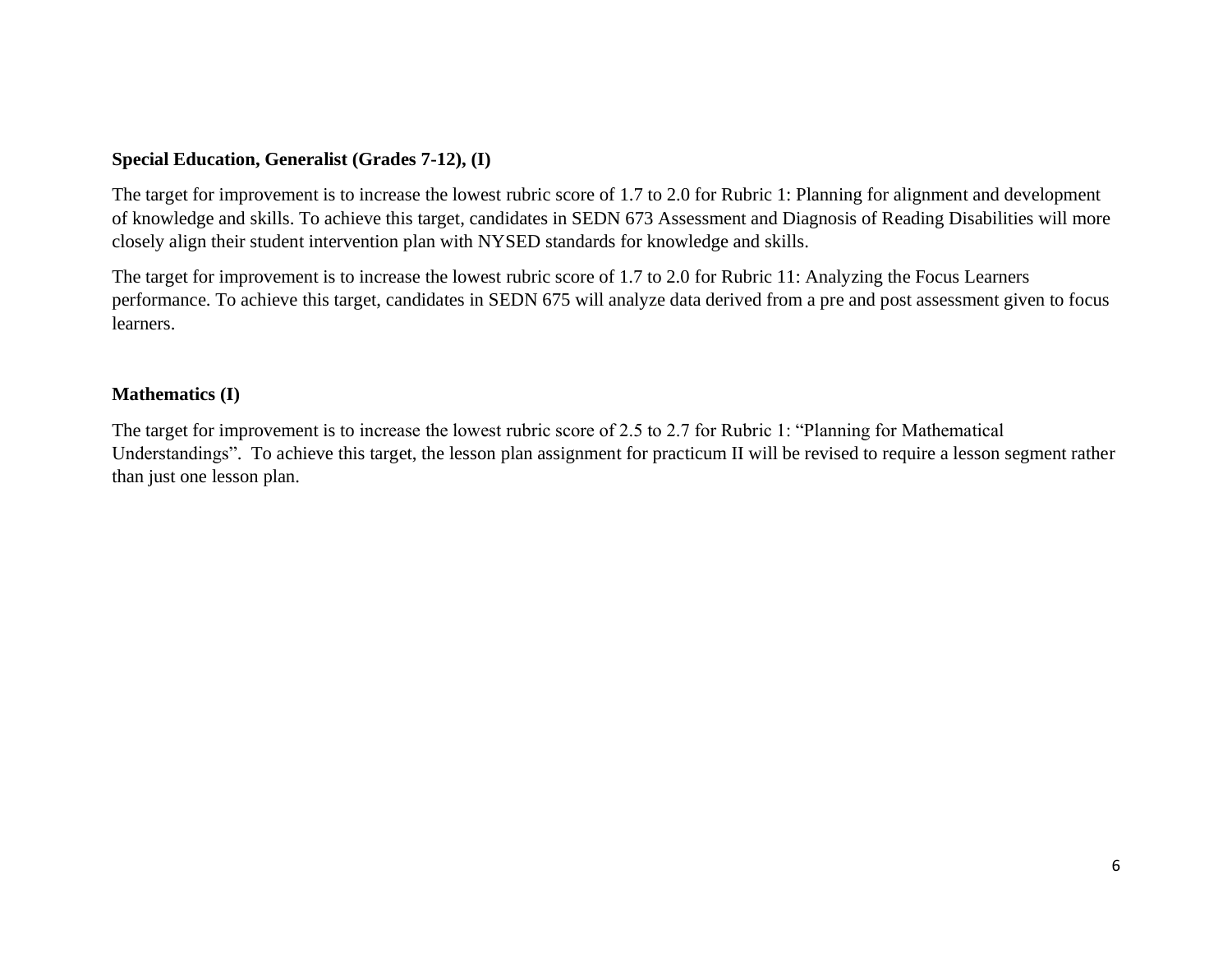**Special Education, Generalist (Grades 7-12), (I)**

The target for improvement is to increase the lowest rubric score of 1.7 to 2.0 for Rubric 1: Planning for alignment and development of knowledge and skills. To achieve this target, candidates in SEDN 673 Assessment and Diagnosis of Reading Disabilities will more closely align their student intervention plan with NYSED standards for knowledge and skills.

The target for improvement is to increase the lowest rubric score of 1.7 to 2.0 for Rubric 11: Analyzing the Focus Learners performance. To achieve this target, candidates in SEDN 675 will analyze data derived from a pre and post assessment given to focus learners.

**Mathematics (I)**

The target for improvement is to increase the lowest rubric score of 2.5 to 2.7 for Rubric 1: "Planning for Mathematical Understandings". To achieve this target, the lesson plan assignment for practicum II will be revised to require a lesson segment rather than just one lesson plan.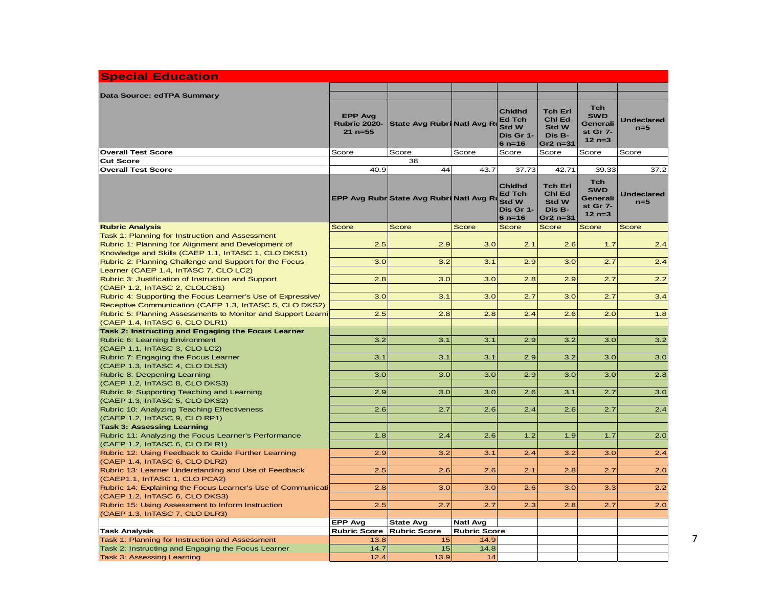## Special Education

| Data Source: edTPA Summary | EPP Avg Rubric 2020-21 n=55 | State Avg Rubri | Natl Avg Ru | Chldhd Ed Tch Std W Dis Gr 1-6 n=16 | Tch Erl Chl Ed Std W Dis B-Gr2 n=31 | Tch SWD Generalist Gr 7-12 n=3 | Undeclared n=5 |
|---|---|---|---|---|---|---|---|
| **Overall Test Score** | Score | Score | Score | Score | Score | Score | Score |
| **Cut Score** | | 38 | | | | | |
| **Overall Test Score** | 40.9 | 44 | 43.7 | 37.73 | 42.71 | 39.33 | 37.2 |
| | EPP Avg Rubr | State Avg Rubri | Natl Avg Ru | Chldhd Ed Tch Std W Dis Gr 1-6 n=16 | Tch Erl Chl Ed Std W Dis B-Gr2 n=31 | Tch SWD Generalist Gr 7-12 n=3 | Undeclared n=5 |
| **Rubric Analysis** | Score | Score | Score | Score | Score | Score | Score |
| Task 1: Planning for Instruction and Assessment | | | | | | | |
| Rubric 1: Planning for Alignment and Development of Knowledge and Skills (CAEP 1.1, InTASC 1, CLO DKS1) | 2.5 | 2.9 | 3.0 | 2.1 | 2.6 | 1.7 | 2.4 |
| Rubric 2: Planning Challenge and Support for the Focus Learner (CAEP 1.4, InTASC 7, CLO LC2) | 3.0 | 3.2 | 3.1 | 2.9 | 3.0 | 2.7 | 2.4 |
| Rubric 3: Justification of Instruction and Support (CAEP 1.2, InTASC 2, CLOLCB1) | 2.8 | 3.0 | 3.0 | 2.8 | 2.9 | 2.7 | 2.2 |
| Rubric 4: Supporting the Focus Learner's Use of Expressive/ Receptive Communication (CAEP 1.3, InTASC 5, CLO DKS2) | 3.0 | 3.1 | 3.0 | 2.7 | 3.0 | 2.7 | 3.4 |
| Rubric 5: Planning Assessments to Monitor and Support Learni (CAEP 1.4, InTASC 6, CLO DLR1) | 2.5 | 2.8 | 2.8 | 2.4 | 2.6 | 2.0 | 1.8 |
| **Task 2: Instructing and Engaging the Focus Learner** | | | | | | | |
| Rubric 6: Learning Environment (CAEP 1.1, InTASC 3, CLO LC2) | 3.2 | 3.1 | 3.1 | 2.9 | 3.2 | 3.0 | 3.2 |
| Rubric 7: Engaging the Focus Learner (CAEP 1.3, InTASC 4, CLO DLS3) | 3.1 | 3.1 | 3.1 | 2.9 | 3.2 | 3.0 | 3.0 |
| Rubric 8: Deepening Learning (CAEP 1.2, InTASC 8, CLO DKS3) | 3.0 | 3.0 | 3.0 | 2.9 | 3.0 | 3.0 | 2.8 |
| Rubric 9: Supporting Teaching and Learning (CAEP 1.3, InTASC 5, CLO DKS2) | 2.9 | 3.0 | 3.0 | 2.6 | 3.1 | 2.7 | 3.0 |
| Rubric 10: Analyzing Teaching Effectiveness (CAEP 1.2, InTASC 9, CLO RP1) | 2.6 | 2.7 | 2.6 | 2.4 | 2.6 | 2.7 | 2.4 |
| **Task 3: Assessing Learning** | | | | | | | |
| Rubric 11: Analyzing the Focus Learner's Performance (CAEP 1.2, InTASC 6, CLO DLR1) | 1.8 | 2.4 | 2.6 | 1.2 | 1.9 | 1.7 | 2.0 |
| Rubric 12: Using Feedback to Guide Further Learning (CAEP 1.4, InTASC 6, CLO DLR2) | 2.9 | 3.2 | 3.1 | 2.4 | 3.2 | 3.0 | 2.4 |
| Rubric 13: Learner Understanding and Use of Feedback (CAEP1.1, InTASC 1, CLO PCA2) | 2.5 | 2.6 | 2.6 | 2.1 | 2.8 | 2.7 | 2.0 |
| Rubric 14: Explaining the Focus Learner's Use of Communicati (CAEP 1.2, InTASC 6, CLO DKS3) | 2.8 | 3.0 | 3.0 | 2.6 | 3.0 | 3.3 | 2.2 |
| Rubric 15: Using Assessment to Inform Instruction (CAEP 1.3, InTASC 7, CLO DLR3) | 2.5 | 2.7 | 2.7 | 2.3 | 2.8 | 2.7 | 2.0 |
| **Task Analysis** | **EPP Avg Rubric Score** | **State Avg Rubric Score** | **Natl Avg Rubric Score** | | | | |
| Task 1: Planning for Instruction and Assessment | 13.8 | 15 | 14.9 | | | | |
| Task 2: Instructing and Engaging the Focus Learner | 14.7 | 15 | 14.8 | | | | |
| Task 3: Assessing Learning | 12.4 | 13.9 | 14 | | | | |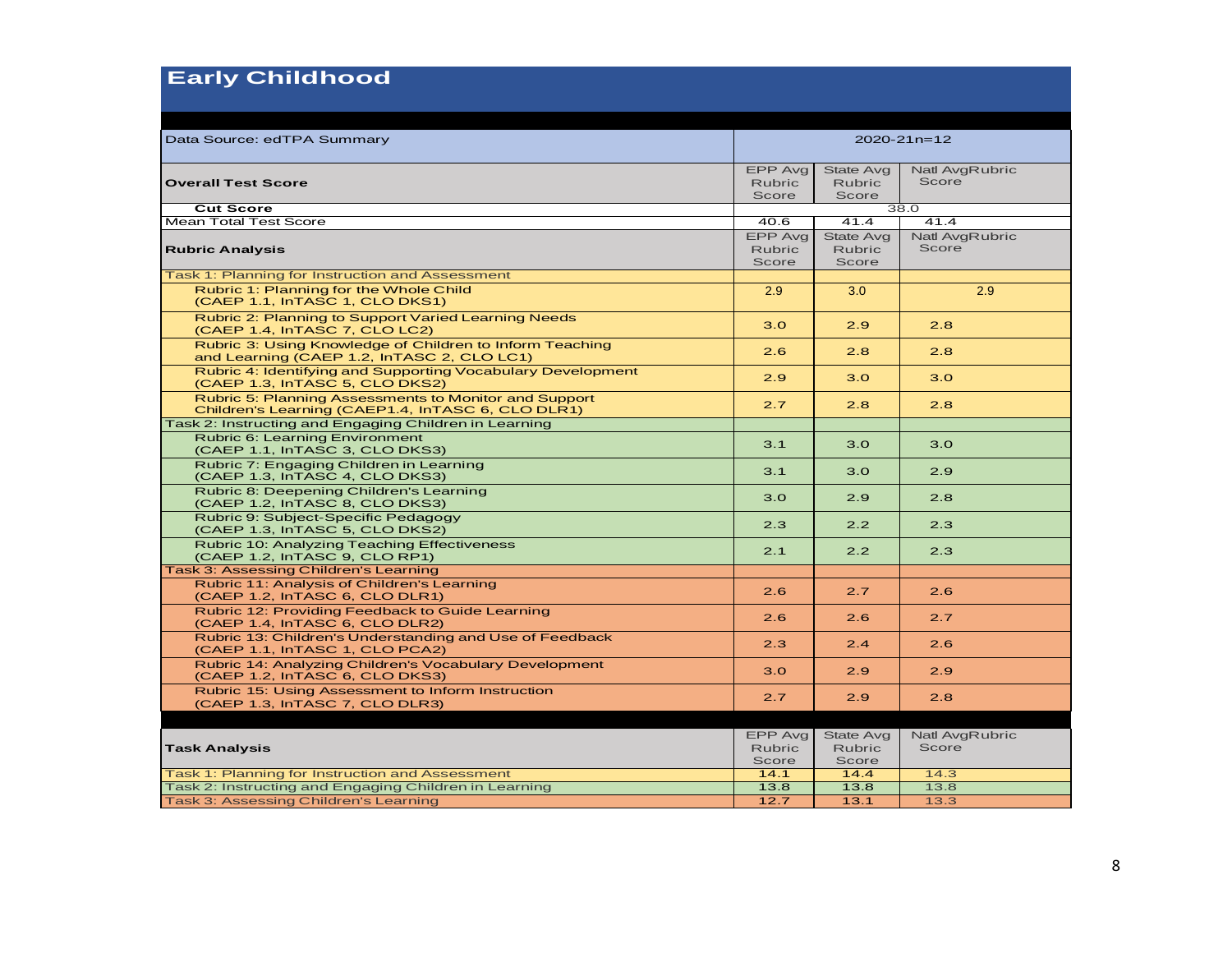# Early Childhood

| Data Source: edTPA Summary | 2020-21n=12 | | |
|---|---|---|---|
| **Overall Test Score** | EPP Avg Rubric Score | State Avg Rubric Score | Natl AvgRubric Score |
| **Cut Score** | 38.0 | | |
| Mean Total Test Score | 40.6 | 41.4 | 41.4 |
| **Rubric Analysis** | EPP Avg Rubric Score | State Avg Rubric Score | Natl AvgRubric Score |
| Task 1: Planning for Instruction and Assessment | | | |
| Rubric 1: Planning for the Whole Child (CAEP 1.1, InTASC 1, CLO DKS1) | 2.9 | 3.0 | 2.9 |
| Rubric 2: Planning to Support Varied Learning Needs (CAEP 1.4, InTASC 7, CLO LC2) | 3.0 | 2.9 | 2.8 |
| Rubric 3: Using Knowledge of Children to Inform Teaching and Learning (CAEP 1.2, InTASC 2, CLO LC1) | 2.6 | 2.8 | 2.8 |
| Rubric 4: Identifying and Supporting Vocabulary Development (CAEP 1.3, InTASC 5, CLO DKS2) | 2.9 | 3.0 | 3.0 |
| Rubric 5: Planning Assessments to Monitor and Support Children's Learning (CAEP1.4, InTASC 6, CLO DLR1) | 2.7 | 2.8 | 2.8 |
| Task 2: Instructing and Engaging Children in Learning | | | |
| Rubric 6: Learning Environment (CAEP 1.1, InTASC 3, CLO DKS3) | 3.1 | 3.0 | 3.0 |
| Rubric 7: Engaging Children in Learning (CAEP 1.3, InTASC 4, CLO DKS3) | 3.1 | 3.0 | 2.9 |
| Rubric 8: Deepening Children's Learning (CAEP 1.2, InTASC 8, CLO DKS3) | 3.0 | 2.9 | 2.8 |
| Rubric 9: Subject-Specific Pedagogy (CAEP 1.3, InTASC 5, CLO DKS2) | 2.3 | 2.2 | 2.3 |
| Rubric 10: Analyzing Teaching Effectiveness (CAEP 1.2, InTASC 9, CLO RP1) | 2.1 | 2.2 | 2.3 |
| Task 3: Assessing Children's Learning | | | |
| Rubric 11: Analysis of Children's Learning (CAEP 1.2, InTASC 6, CLO DLR1) | 2.6 | 2.7 | 2.6 |
| Rubric 12: Providing Feedback to Guide Learning (CAEP 1.4, InTASC 6, CLO DLR2) | 2.6 | 2.6 | 2.7 |
| Rubric 13: Children's Understanding and Use of Feedback (CAEP 1.1, InTASC 1, CLO PCA2) | 2.3 | 2.4 | 2.6 |
| Rubric 14: Analyzing Children's Vocabulary Development (CAEP 1.2, InTASC 6, CLO DKS3) | 3.0 | 2.9 | 2.9 |
| Rubric 15: Using Assessment to Inform Instruction (CAEP 1.3, InTASC 7, CLO DLR3) | 2.7 | 2.9 | 2.8 |

| **Task Analysis** | EPP Avg Rubric Score | State Avg Rubric Score | Natl AvgRubric Score |
|---|---|---|---|
| Task 1: Planning for Instruction and Assessment | 14.1 | 14.4 | 14.3 |
| Task 2: Instructing and Engaging Children in Learning | 13.8 | 13.8 | 13.8 |
| Task 3: Assessing Children's Learning | 12.7 | 13.1 | 13.3 |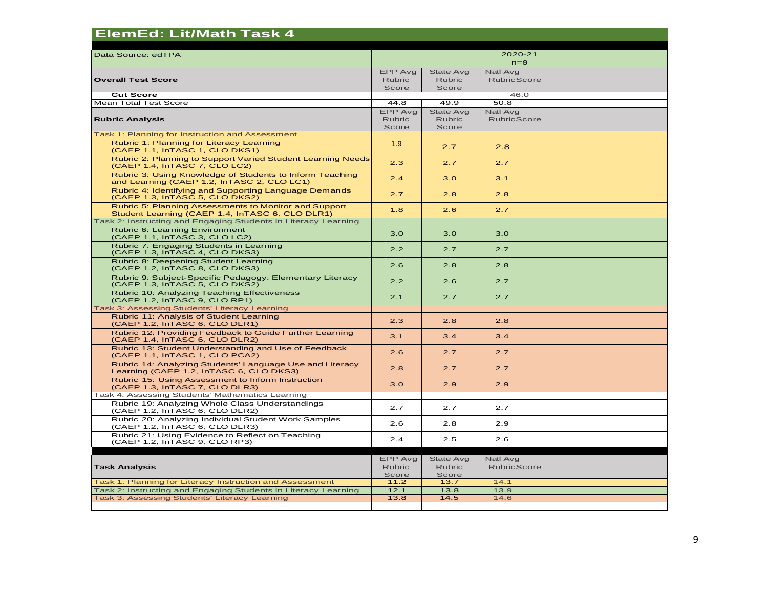## ElemEd: Lit/Math Task 4

| Data Source: edTPA | 2020-21 n=9 | | |
|---|---|---|---|
| **Overall Test Score** | EPP Avg Rubric Score | State Avg Rubric Score | Natl Avg RubricScore |
| **Cut Score** | | | 46.0 |
| Mean Total Test Score | 44.8 | 49.9 | 50.8 |
| **Rubric Analysis** | EPP Avg Rubric Score | State Avg Rubric Score | Natl Avg RubricScore |
| Task 1: Planning for Instruction and Assessment | | | |
| Rubric 1: Planning for Literacy Learning (CAEP 1.1, InTASC 1, CLO DKS1) | 1.9 | 2.7 | 2.8 |
| Rubric 2: Planning to Support Varied Student Learning Needs (CAEP 1.4, InTASC 7, CLO LC2) | 2.3 | 2.7 | 2.7 |
| Rubric 3: Using Knowledge of Students to Inform Teaching and Learning (CAEP 1.2, InTASC 2, CLO LC1) | 2.4 | 3.0 | 3.1 |
| Rubric 4: Identifying and Supporting Language Demands (CAEP 1.3, InTASC 5, CLO DKS2) | 2.7 | 2.8 | 2.8 |
| Rubric 5: Planning Assessments to Monitor and Support Student Learning (CAEP 1.4, InTASC 6, CLO DLR1) | 1.8 | 2.6 | 2.7 |
| Task 2: Instructing and Engaging Students in Literacy Learning | | | |
| Rubric 6: Learning Environment (CAEP 1.1, InTASC 3, CLO LC2) | 3.0 | 3.0 | 3.0 |
| Rubric 7: Engaging Students in Learning (CAEP 1.3, InTASC 4, CLO DKS3) | 2.2 | 2.7 | 2.7 |
| Rubric 8: Deepening Student Learning (CAEP 1.2, InTASC 8, CLO DKS3) | 2.6 | 2.8 | 2.8 |
| Rubric 9: Subject-Specific Pedagogy: Elementary Literacy (CAEP 1.3, InTASC 5, CLO DKS2) | 2.2 | 2.6 | 2.7 |
| Rubric 10: Analyzing Teaching Effectiveness (CAEP 1.2, InTASC 9, CLO RP1) | 2.1 | 2.7 | 2.7 |
| Task 3: Assessing Students' Literacy Learning | | | |
| Rubric 11: Analysis of Student Learning (CAEP 1.2, InTASC 6, CLO DLR1) | 2.3 | 2.8 | 2.8 |
| Rubric 12: Providing Feedback to Guide Further Learning (CAEP 1.4, InTASC 6, CLO DLR2) | 3.1 | 3.4 | 3.4 |
| Rubric 13: Student Understanding and Use of Feedback (CAEP 1.1, InTASC 1, CLO PCA2) | 2.6 | 2.7 | 2.7 |
| Rubric 14: Analyzing Students' Language Use and Literacy Learning (CAEP 1.2, InTASC 6, CLO DKS3) | 2.8 | 2.7 | 2.7 |
| Rubric 15: Using Assessment to Inform Instruction (CAEP 1.3, InTASC 7, CLO DLR3) | 3.0 | 2.9 | 2.9 |
| Task 4: Assessing Students' Mathematics Learning | | | |
| Rubric 19: Analyzing Whole Class Understandings (CAEP 1.2, InTASC 6, CLO DLR2) | 2.7 | 2.7 | 2.7 |
| Rubric 20: Analyzing Individual Student Work Samples (CAEP 1.2, InTASC 6, CLO DLR3) | 2.6 | 2.8 | 2.9 |
| Rubric 21: Using Evidence to Reflect on Teaching (CAEP 1.2, InTASC 9, CLO RP3) | 2.4 | 2.5 | 2.6 |

| **Task Analysis** | EPP Avg Rubric Score | State Avg Rubric Score | Natl Avg RubricScore |
|---|---|---|---|
| Task 1: Planning for Literacy Instruction and Assessment | 11.2 | 13.7 | 14.1 |
| Task 2: Instructing and Engaging Students in Literacy Learning | 12.1 | 13.8 | 13.9 |
| Task 3: Assessing Students' Literacy Learning | 13.8 | 14.5 | 14.6 |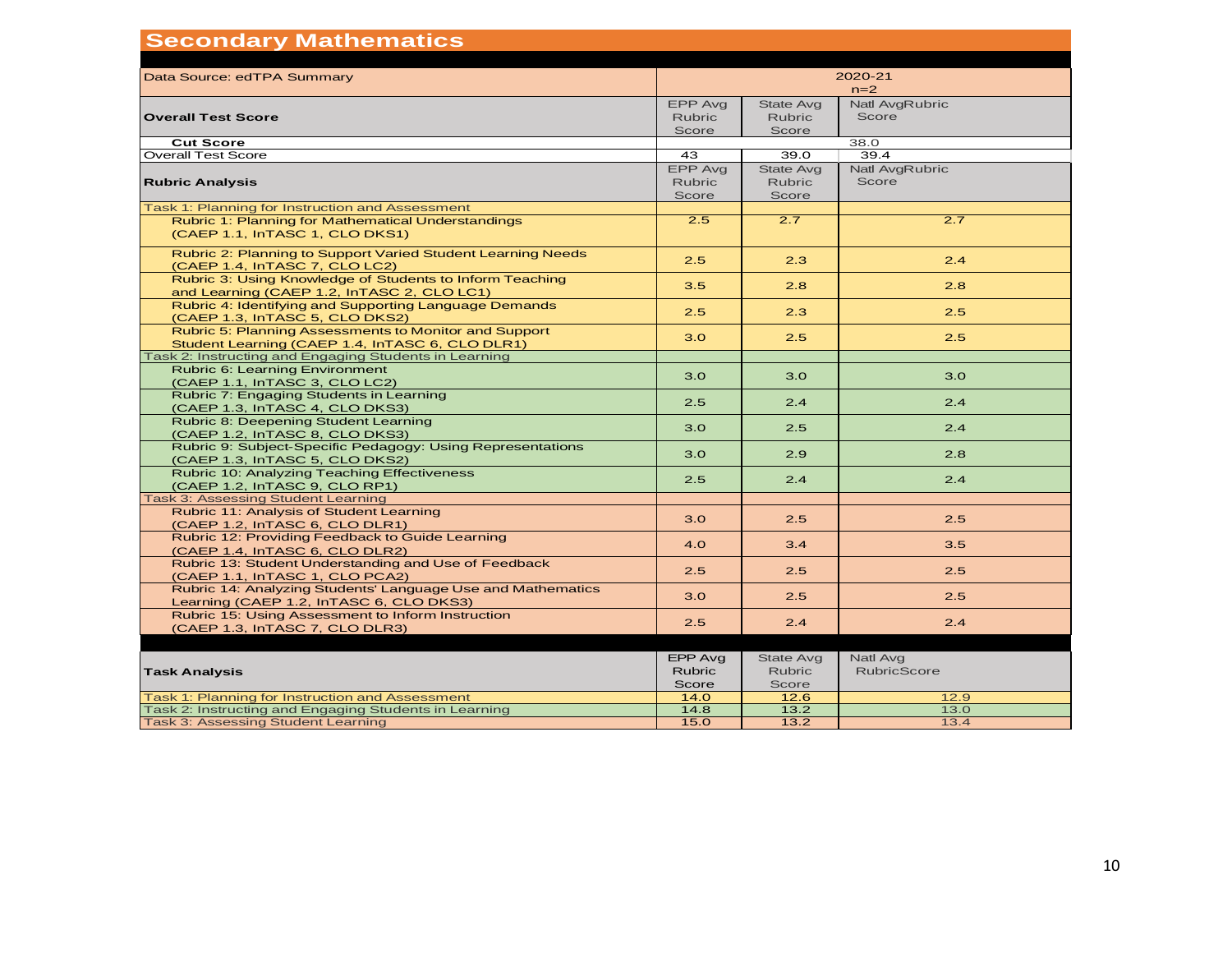## Secondary Mathematics

| Data Source: edTPA Summary | 2020-21 n=2 | | |
|---|---|---|---|
| **Overall Test Score** | EPP Avg Rubric Score | State Avg Rubric Score | Natl AvgRubric Score |
| **Cut Score** | 38.0 | | |
| Overall Test Score | 43 | 39.0 | 39.4 |
| **Rubric Analysis** | EPP Avg Rubric Score | State Avg Rubric Score | Natl AvgRubric Score |
| Task 1: Planning for Instruction and Assessment | | | |
| Rubric 1: Planning for Mathematical Understandings (CAEP 1.1, InTASC 1, CLO DKS1) | 2.5 | 2.7 | 2.7 |
| Rubric 2: Planning to Support Varied Student Learning Needs (CAEP 1.4, InTASC 7, CLO LC2) | 2.5 | 2.3 | 2.4 |
| Rubric 3: Using Knowledge of Students to Inform Teaching and Learning (CAEP 1.2, InTASC 2, CLO LC1) | 3.5 | 2.8 | 2.8 |
| Rubric 4: Identifying and Supporting Language Demands (CAEP 1.3, InTASC 5, CLO DKS2) | 2.5 | 2.3 | 2.5 |
| Rubric 5: Planning Assessments to Monitor and Support Student Learning (CAEP 1.4, InTASC 6, CLO DLR1) | 3.0 | 2.5 | 2.5 |
| Task 2: Instructing and Engaging Students in Learning | | | |
| Rubric 6: Learning Environment (CAEP 1.1, InTASC 3, CLO LC2) | 3.0 | 3.0 | 3.0 |
| Rubric 7: Engaging Students in Learning (CAEP 1.3, InTASC 4, CLO DKS3) | 2.5 | 2.4 | 2.4 |
| Rubric 8: Deepening Student Learning (CAEP 1.2, InTASC 8, CLO DKS3) | 3.0 | 2.5 | 2.4 |
| Rubric 9: Subject-Specific Pedagogy: Using Representations (CAEP 1.3, InTASC 5, CLO DKS2) | 3.0 | 2.9 | 2.8 |
| Rubric 10: Analyzing Teaching Effectiveness (CAEP 1.2, InTASC 9, CLO RP1) | 2.5 | 2.4 | 2.4 |
| Task 3: Assessing Student Learning | | | |
| Rubric 11: Analysis of Student Learning (CAEP 1.2, InTASC 6, CLO DLR1) | 3.0 | 2.5 | 2.5 |
| Rubric 12: Providing Feedback to Guide Learning (CAEP 1.4, InTASC 6, CLO DLR2) | 4.0 | 3.4 | 3.5 |
| Rubric 13: Student Understanding and Use of Feedback (CAEP 1.1, InTASC 1, CLO PCA2) | 2.5 | 2.5 | 2.5 |
| Rubric 14: Analyzing Students' Language Use and Mathematics Learning (CAEP 1.2, InTASC 6, CLO DKS3) | 3.0 | 2.5 | 2.5 |
| Rubric 15: Using Assessment to Inform Instruction (CAEP 1.3, InTASC 7, CLO DLR3) | 2.5 | 2.4 | 2.4 |

| **Task Analysis** | EPP Avg Rubric Score | State Avg Rubric Score | Natl Avg RubricScore |
|---|---|---|---|
| Task 1: Planning for Instruction and Assessment | 14.0 | 12.6 | 12.9 |
| Task 2: Instructing and Engaging Students in Learning | 14.8 | 13.2 | 13.0 |
| Task 3: Assessing Student Learning | 15.0 | 13.2 | 13.4 |